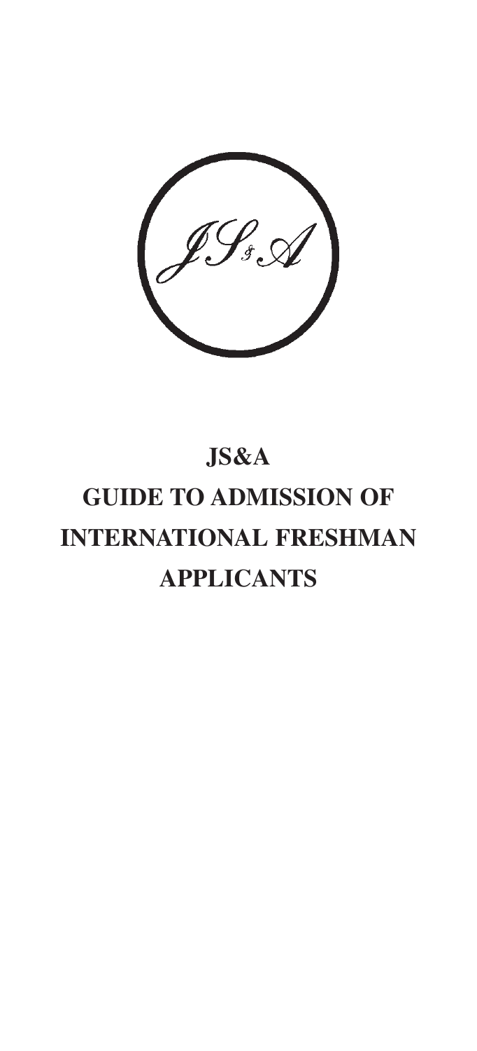# JS&A

# GUIDE TO ADMISSION OF INTERNATIONAL FRESHMAN APPLICANTS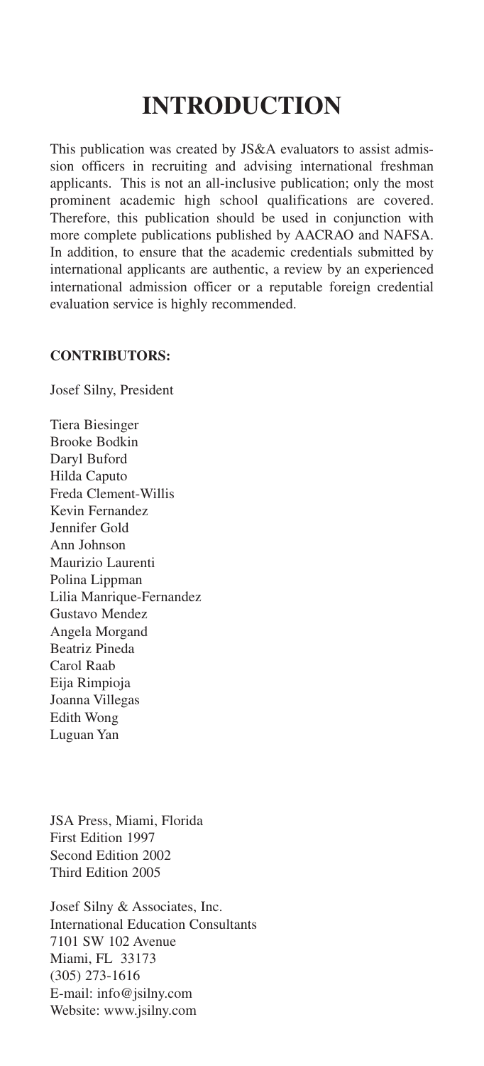# INTRODUCTION

This publication was created by JS&A evaluators to assist admission officers in recruiting and advising international freshman applicants. This is not an all-inclusive publication; only the most prominent academic high school qualifications are covered. Therefore, this publication should be used in conjunction with more complete publications published by AACRAO and NAFSA. In addition, to ensure that the academic credentials submitted by international applicants are authentic, a review by an experienced international admission officer or a reputable foreign credential evaluation service is highly recommended.

**CONTRIBUTORS:**

Josef Silny, President

Tiera Biesinger
Brooke Bodkin
Daryl Buford
Hilda Caputo
Freda Clement-Willis
Kevin Fernandez
Jennifer Gold
Ann Johnson
Maurizio Laurenti
Polina Lippman
Lilia Manrique-Fernandez
Gustavo Mendez
Angela Morgand
Beatriz Pineda
Carol Raab
Eija Rimpioja
Joanna Villegas
Edith Wong
Luguan Yan

JSA Press, Miami, Florida
First Edition 1997
Second Edition 2002
Third Edition 2005

Josef Silny & Associates, Inc.
International Education Consultants
7101 SW 102 Avenue
Miami, FL 33173
(305) 273-1616
E-mail: info@jsilny.com
Website: www.jsilny.com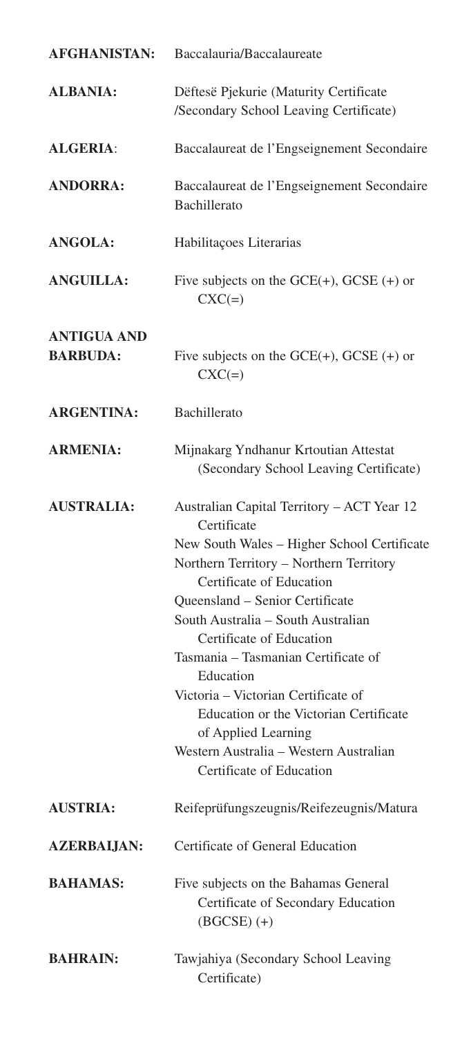**AFGHANISTAN:** Baccalauria/Baccalaureate

**ALBANIA:** Dëftesë Pjekurie (Maturity Certificate /Secondary School Leaving Certificate)

**ALGERIA**: Baccalaureat de l'Engseignement Secondaire

**ANDORRA:** Baccalaureat de l'Engseignement Secondaire Bachillerato

**ANGOLA:** Habilitaçoes Literarias

**ANGUILLA:** Five subjects on the GCE(+), GCSE (+) or CXC(=)

**ANTIGUA AND BARBUDA:** Five subjects on the GCE(+), GCSE (+) or CXC(=)

**ARGENTINA:** Bachillerato

**ARMENIA:** Mijnakarg Yndhanur Krtoutian Attestat (Secondary School Leaving Certificate)

**AUSTRALIA:**
- Australian Capital Territory – ACT Year 12 Certificate
- New South Wales – Higher School Certificate
- Northern Territory – Northern Territory Certificate of Education
- Queensland – Senior Certificate
- South Australia – South Australian Certificate of Education
- Tasmania – Tasmanian Certificate of Education
- Victoria – Victorian Certificate of Education or the Victorian Certificate of Applied Learning
- Western Australia – Western Australian Certificate of Education

**AUSTRIA:** Reifeprüfungszeugnis/Reifezeugnis/Matura

**AZERBAIJAN:** Certificate of General Education

**BAHAMAS:** Five subjects on the Bahamas General Certificate of Secondary Education (BGCSE) (+)

**BAHRAIN:** Tawjahiya (Secondary School Leaving Certificate)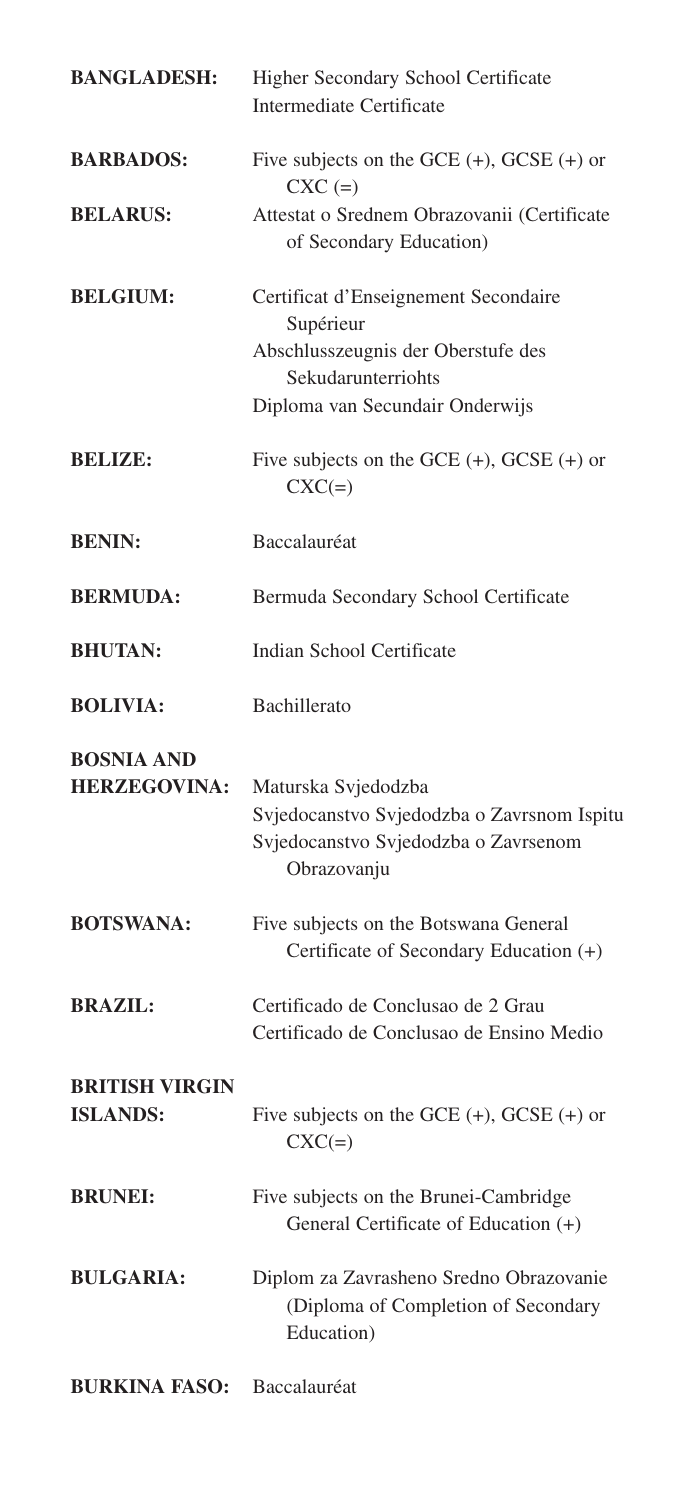| | |
|---|---|
| **BANGLADESH:** | Higher Secondary School Certificate<br>Intermediate Certificate |
| **BARBADOS:** | Five subjects on the GCE (+), GCSE (+) or CXC (=) |
| **BELARUS:** | Attestat o Srednem Obrazovanii (Certificate of Secondary Education) |
| **BELGIUM:** | Certificat d'Enseignement Secondaire Supérieur<br>Abschlusszeugnis der Oberstufe des Sekudarunterriohts<br>Diploma van Secundair Onderwijs |
| **BELIZE:** | Five subjects on the GCE (+), GCSE (+) or CXC(=) |
| **BENIN:** | Baccalauréat |
| **BERMUDA:** | Bermuda Secondary School Certificate |
| **BHUTAN:** | Indian School Certificate |
| **BOLIVIA:** | Bachillerato |
| **BOSNIA AND HERZEGOVINA:** | Maturska Svjedodzba<br>Svjedocanstvo Svjedodzba o Zavrsnom Ispitu<br>Svjedocanstvo Svjedodzba o Zavrsenom Obrazovanju |
| **BOTSWANA:** | Five subjects on the Botswana General Certificate of Secondary Education (+) |
| **BRAZIL:** | Certificado de Conclusao de 2 Grau<br>Certificado de Conclusao de Ensino Medio |
| **BRITISH VIRGIN ISLANDS:** | Five subjects on the GCE (+), GCSE (+) or CXC(=) |
| **BRUNEI:** | Five subjects on the Brunei-Cambridge General Certificate of Education (+) |
| **BULGARIA:** | Diplom za Zavrasheno Sredno Obrazovanie (Diploma of Completion of Secondary Education) |
| **BURKINA FASO:** | Baccalauréat |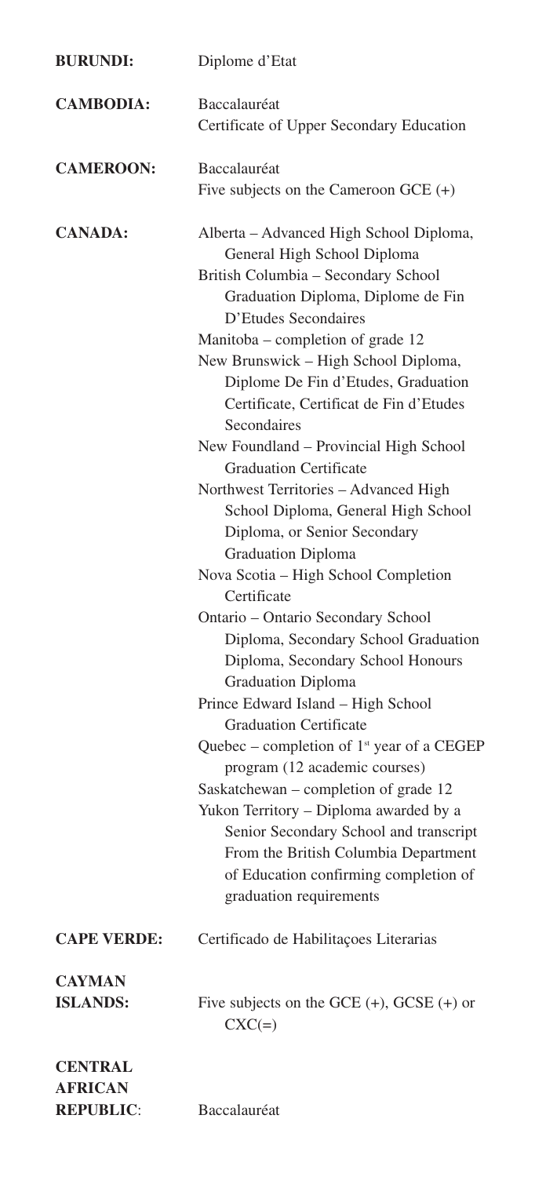**BURUNDI:** Diplome d'Etat

**CAMBODIA:** Baccalauréat
Certificate of Upper Secondary Education

**CAMEROON:** Baccalauréat
Five subjects on the Cameroon GCE (+)

**CANADA:**
- Alberta – Advanced High School Diploma, General High School Diploma
- British Columbia – Secondary School Graduation Diploma, Diplome de Fin D'Etudes Secondaires
- Manitoba – completion of grade 12
- New Brunswick – High School Diploma, Diplome De Fin d'Etudes, Graduation Certificate, Certificat de Fin d'Etudes Secondaires
- New Foundland – Provincial High School Graduation Certificate
- Northwest Territories – Advanced High School Diploma, General High School Diploma, or Senior Secondary Graduation Diploma
- Nova Scotia – High School Completion Certificate
- Ontario – Ontario Secondary School Diploma, Secondary School Graduation Diploma, Secondary School Honours Graduation Diploma
- Prince Edward Island – High School Graduation Certificate
- Quebec – completion of 1st year of a CEGEP program (12 academic courses)
- Saskatchewan – completion of grade 12
- Yukon Territory – Diploma awarded by a Senior Secondary School and transcript From the British Columbia Department of Education confirming completion of graduation requirements

**CAPE VERDE:** Certificado de Habilitaçoes Literarias

**CAYMAN ISLANDS:** Five subjects on the GCE (+), GCSE (+) or CXC(=)

**CENTRAL AFRICAN REPUBLIC**: Baccalauréat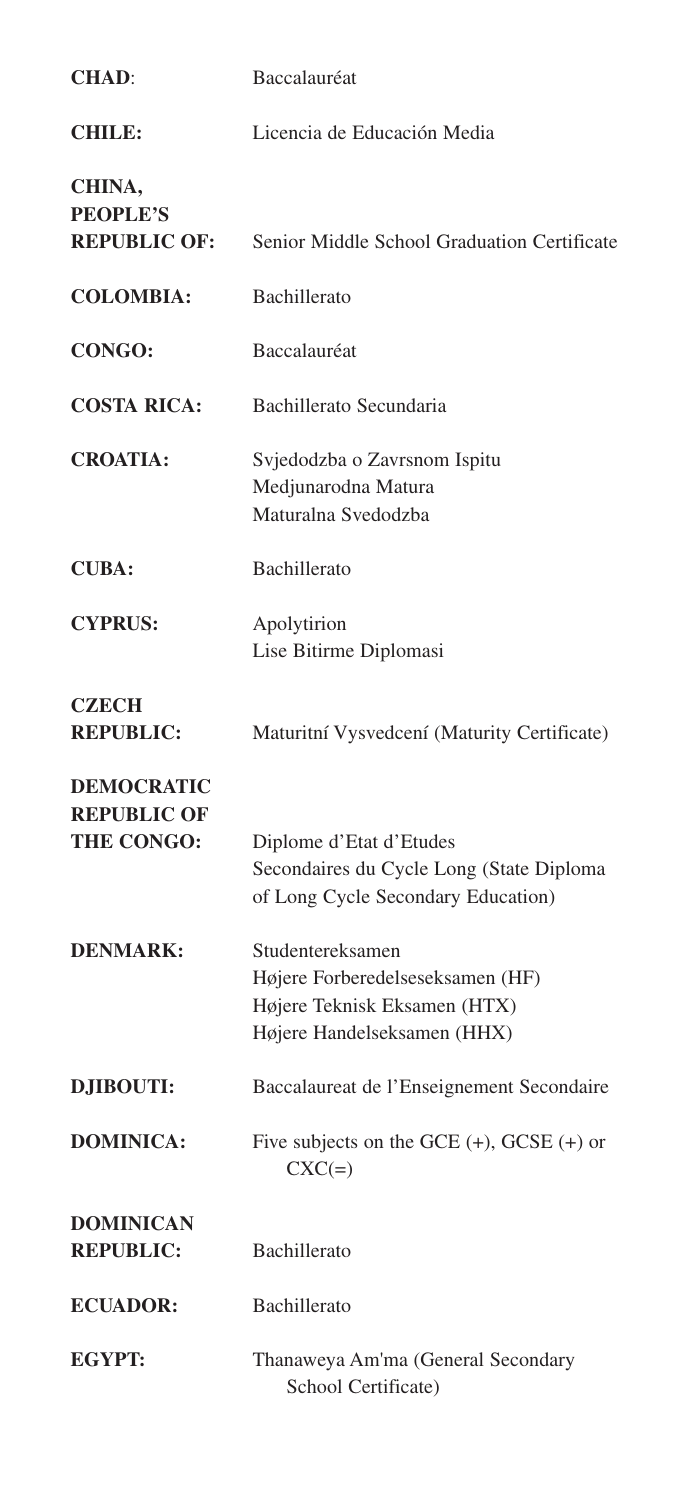| | |
|---|---|
| **CHAD**: | Baccalauréat |
| **CHILE:** | Licencia de Educación Media |
| **CHINA, PEOPLE'S REPUBLIC OF:** | Senior Middle School Graduation Certificate |
| **COLOMBIA:** | Bachillerato |
| **CONGO:** | Baccalauréat |
| **COSTA RICA:** | Bachillerato Secundaria |
| **CROATIA:** | Svjedodzba o Zavrsnom Ispitu<br>Medjunarodna Matura<br>Maturalna Svedodzba |
| **CUBA:** | Bachillerato |
| **CYPRUS:** | Apolytirion<br>Lise Bitirme Diplomasi |
| **CZECH REPUBLIC:** | Maturitní Vysvedcení (Maturity Certificate) |
| **DEMOCRATIC REPUBLIC OF THE CONGO:** | Diplome d'Etat d'Etudes Secondaires du Cycle Long (State Diploma of Long Cycle Secondary Education) |
| **DENMARK:** | Studentereksamen<br>Højere Forberedelseseksamen (HF)<br>Højere Teknisk Eksamen (HTX)<br>Højere Handelseksamen (HHX) |
| **DJIBOUTI:** | Baccalaureat de l'Enseignement Secondaire |
| **DOMINICA:** | Five subjects on the GCE (+), GCSE (+) or CXC(=) |
| **DOMINICAN REPUBLIC:** | Bachillerato |
| **ECUADOR:** | Bachillerato |
| **EGYPT:** | Thanaweya Am'ma (General Secondary School Certificate) |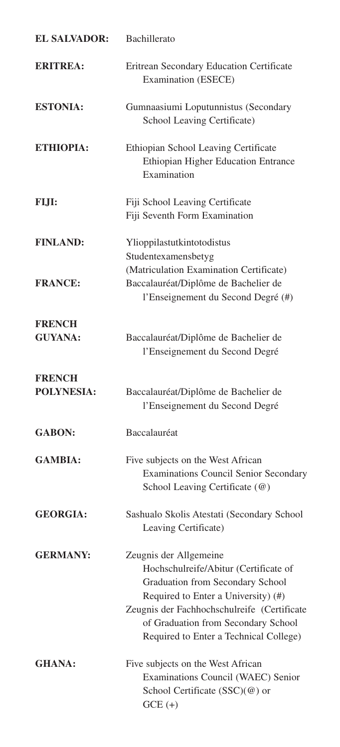| Country | Qualification |
|---|---|
| **EL SALVADOR:** | Bachillerato |
| **ERITREA:** | Eritrean Secondary Education Certificate Examination (ESECE) |
| **ESTONIA:** | Gumnaasiumi Loputunnistus (Secondary School Leaving Certificate) |
| **ETHIOPIA:** | Ethiopian School Leaving Certificate<br>Ethiopian Higher Education Entrance Examination |
| **FIJI:** | Fiji School Leaving Certificate<br>Fiji Seventh Form Examination |
| **FINLAND:** | Ylioppilastutkintotodistus<br>Studentexamensbetyg<br>(Matriculation Examination Certificate) |
| **FRANCE:** | Baccalauréat/Diplôme de Bachelier de l'Enseignement du Second Degré (#) |
| **FRENCH GUYANA:** | Baccalauréat/Diplôme de Bachelier de l'Enseignement du Second Degré |
| **FRENCH POLYNESIA:** | Baccalauréat/Diplôme de Bachelier de l'Enseignement du Second Degré |
| **GABON:** | Baccalauréat |
| **GAMBIA:** | Five subjects on the West African Examinations Council Senior Secondary School Leaving Certificate (@) |
| **GEORGIA:** | Sashualo Skolis Atestati (Secondary School Leaving Certificate) |
| **GERMANY:** | Zeugnis der Allgemeine Hochschulreife/Abitur (Certificate of Graduation from Secondary School Required to Enter a University) (#)<br>Zeugnis der Fachhochschulreife (Certificate of Graduation from Secondary School Required to Enter a Technical College) |
| **GHANA:** | Five subjects on the West African Examinations Council (WAEC) Senior School Certificate (SSC)(@) or GCE (+) |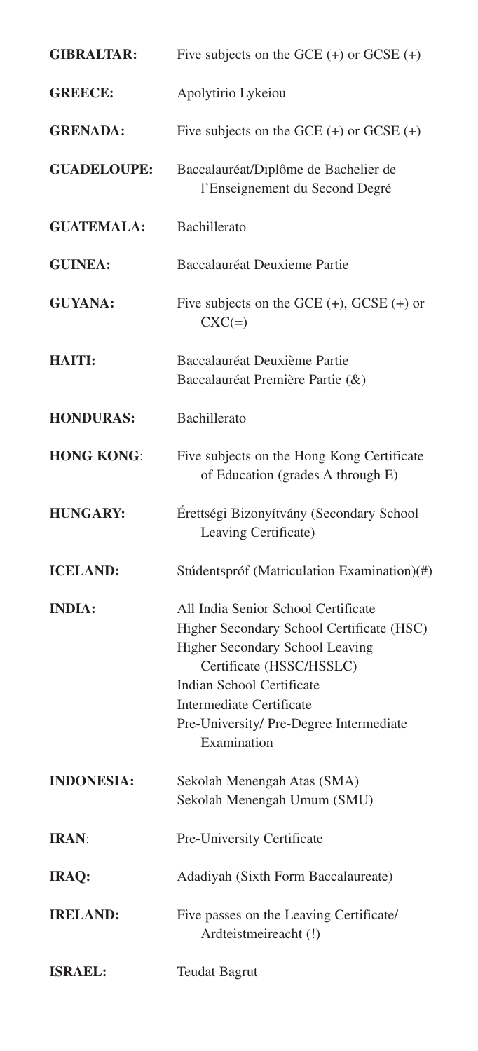| | |
|---|---|
| **GIBRALTAR:** | Five subjects on the GCE (+) or GCSE (+) |
| **GREECE:** | Apolytirio Lykeiou |
| **GRENADA:** | Five subjects on the GCE (+) or GCSE (+) |
| **GUADELOUPE:** | Baccalauréat/Diplôme de Bachelier de l'Enseignement du Second Degré |
| **GUATEMALA:** | Bachillerato |
| **GUINEA:** | Baccalauréat Deuxieme Partie |
| **GUYANA:** | Five subjects on the GCE (+), GCSE (+) or CXC(=) |
| **HAITI:** | Baccalauréat Deuxième Partie<br>Baccalauréat Première Partie (&) |
| **HONDURAS:** | Bachillerato |
| **HONG KONG**: | Five subjects on the Hong Kong Certificate of Education (grades A through E) |
| **HUNGARY:** | Érettségi Bizonyítvány (Secondary School Leaving Certificate) |
| **ICELAND:** | Stúdentspróf (Matriculation Examination)(#) |
| **INDIA:** | All India Senior School Certificate<br>Higher Secondary School Certificate (HSC)<br>Higher Secondary School Leaving Certificate (HSSC/HSSLC)<br>Indian School Certificate<br>Intermediate Certificate<br>Pre-University/ Pre-Degree Intermediate Examination |
| **INDONESIA:** | Sekolah Menengah Atas (SMA)<br>Sekolah Menengah Umum (SMU) |
| **IRAN**: | Pre-University Certificate |
| **IRAQ:** | Adadiyah (Sixth Form Baccalaureate) |
| **IRELAND:** | Five passes on the Leaving Certificate/ Ardteistmeireacht (!) |
| **ISRAEL:** | Teudat Bagrut |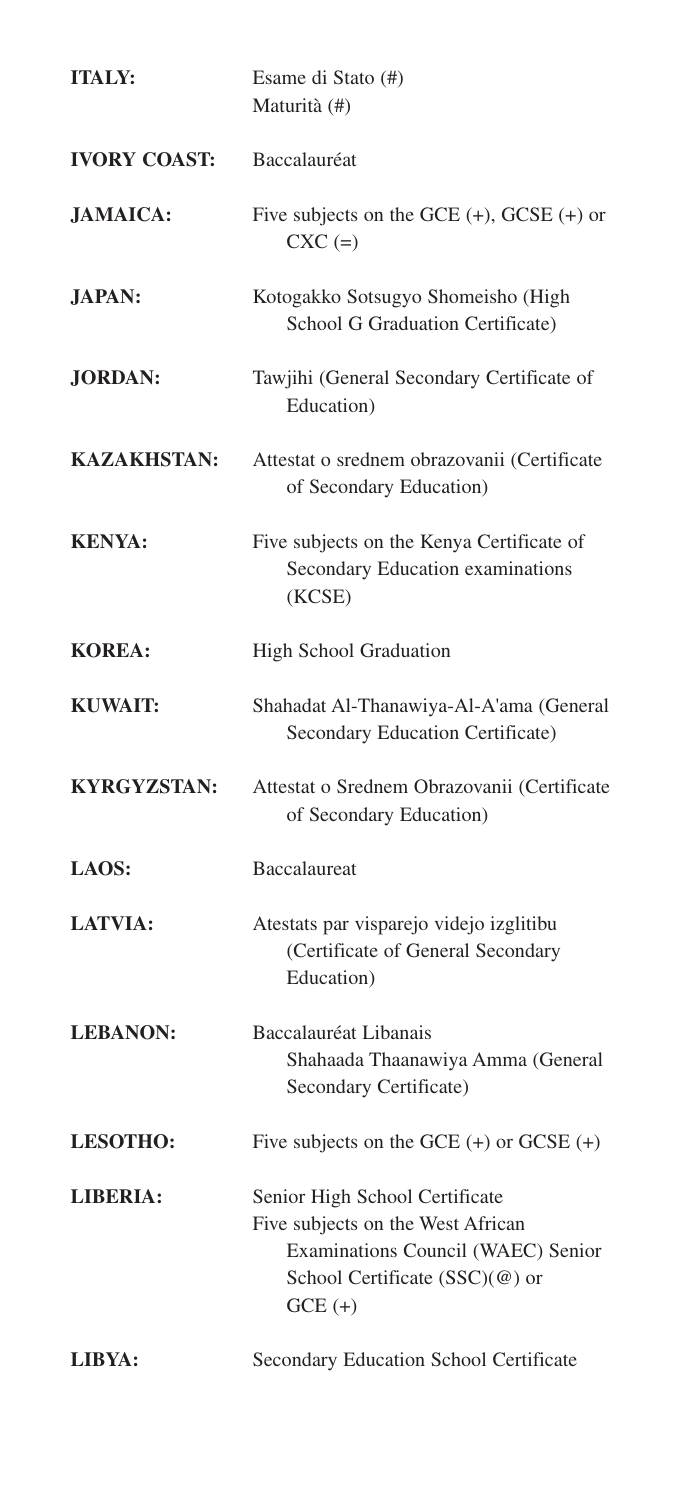| | |
|---|---|
| **ITALY:** | Esame di Stato (#)<br>Maturità (#) |
| **IVORY COAST:** | Baccalauréat |
| **JAMAICA:** | Five subjects on the GCE (+), GCSE (+) or CXC (=) |
| **JAPAN:** | Kotogakko Sotsugyo Shomeisho (High School G Graduation Certificate) |
| **JORDAN:** | Tawjihi (General Secondary Certificate of Education) |
| **KAZAKHSTAN:** | Attestat o srednem obrazovanii (Certificate of Secondary Education) |
| **KENYA:** | Five subjects on the Kenya Certificate of Secondary Education examinations (KCSE) |
| **KOREA:** | High School Graduation |
| **KUWAIT:** | Shahadat Al-Thanawiya-Al-A'ama (General Secondary Education Certificate) |
| **KYRGYZSTAN:** | Attestat o Srednem Obrazovanii (Certificate of Secondary Education) |
| **LAOS:** | Baccalaureat |
| **LATVIA:** | Atestats par visparejo videjo izglitibu (Certificate of General Secondary Education) |
| **LEBANON:** | Baccalauréat Libanais<br>Shahaada Thaanawiya Amma (General Secondary Certificate) |
| **LESOTHO:** | Five subjects on the GCE (+) or GCSE (+) |
| **LIBERIA:** | Senior High School Certificate<br>Five subjects on the West African Examinations Council (WAEC) Senior School Certificate (SSC)(@) or GCE (+) |
| **LIBYA:** | Secondary Education School Certificate |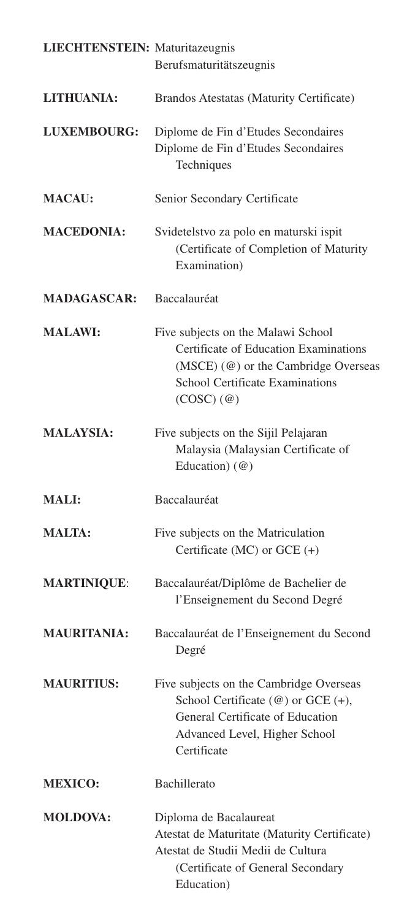| | |
|---|---|
| **LIECHTENSTEIN:** | Maturitazeugnis<br>Berufsmaturitätszeugnis |
| **LITHUANIA:** | Brandos Atestatas (Maturity Certificate) |
| **LUXEMBOURG:** | Diplome de Fin d'Etudes Secondaires<br>Diplome de Fin d'Etudes Secondaires Techniques |
| **MACAU:** | Senior Secondary Certificate |
| **MACEDONIA:** | Svidetelstvo za polo en maturski ispit (Certificate of Completion of Maturity Examination) |
| **MADAGASCAR:** | Baccalauréat |
| **MALAWI:** | Five subjects on the Malawi School Certificate of Education Examinations (MSCE) (@) or the Cambridge Overseas School Certificate Examinations (COSC) (@) |
| **MALAYSIA:** | Five subjects on the Sijil Pelajaran Malaysia (Malaysian Certificate of Education) (@) |
| **MALI:** | Baccalauréat |
| **MALTA:** | Five subjects on the Matriculation Certificate (MC) or GCE (+) |
| **MARTINIQUE:** | Baccalauréat/Diplôme de Bachelier de l'Enseignement du Second Degré |
| **MAURITANIA:** | Baccalauréat de l'Enseignement du Second Degré |
| **MAURITIUS:** | Five subjects on the Cambridge Overseas School Certificate (@) or GCE (+), General Certificate of Education Advanced Level, Higher School Certificate |
| **MEXICO:** | Bachillerato |
| **MOLDOVA:** | Diploma de Bacalaureat<br>Atestat de Maturitate (Maturity Certificate)<br>Atestat de Studii Medii de Cultura (Certificate of General Secondary Education) |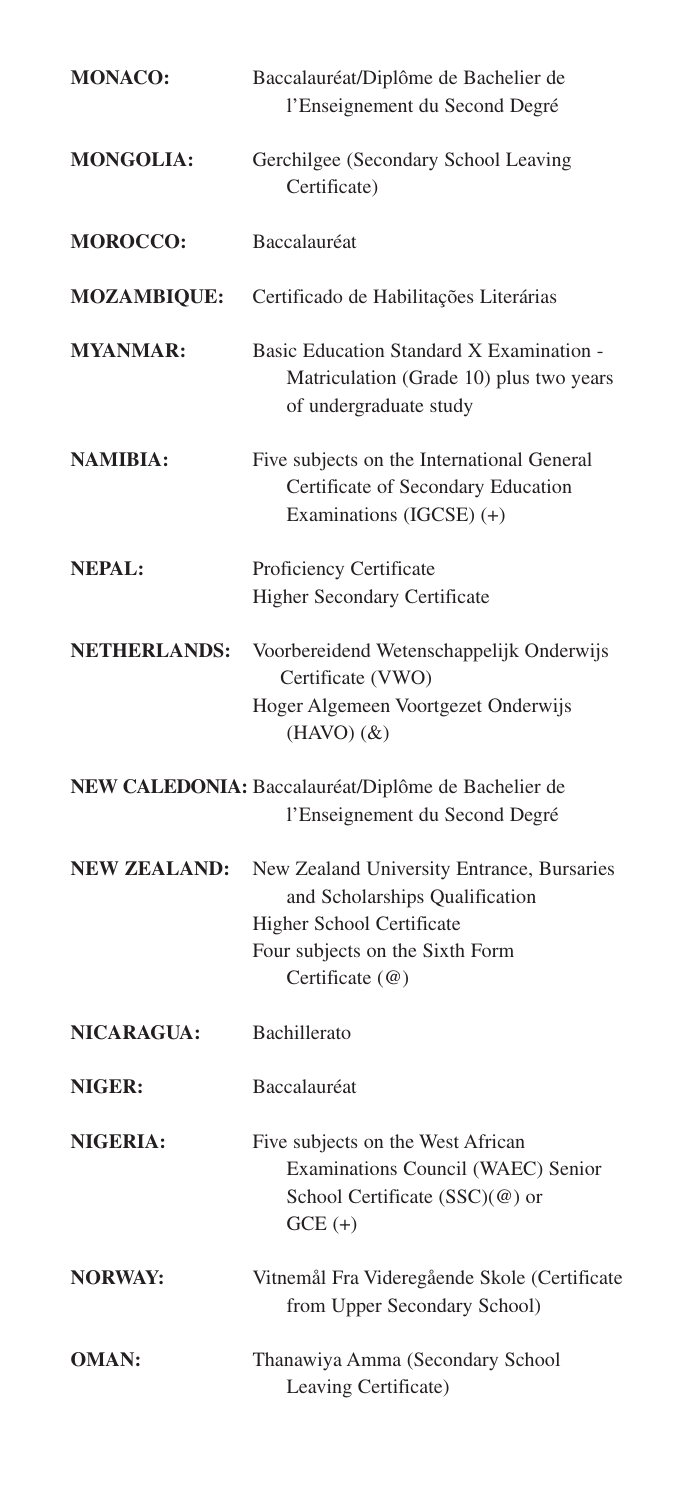| | |
|---|---|
| **MONACO:** | Baccalauréat/Diplôme de Bachelier de l'Enseignement du Second Degré |
| **MONGOLIA:** | Gerchilgee (Secondary School Leaving Certificate) |
| **MOROCCO:** | Baccalauréat |
| **MOZAMBIQUE:** | Certificado de Habilitações Literárias |
| **MYANMAR:** | Basic Education Standard X Examination - Matriculation (Grade 10) plus two years of undergraduate study |
| **NAMIBIA:** | Five subjects on the International General Certificate of Secondary Education Examinations (IGCSE) (+) |
| **NEPAL:** | Proficiency Certificate<br>Higher Secondary Certificate |
| **NETHERLANDS:** | Voorbereidend Wetenschappelijk Onderwijs Certificate (VWO)<br>Hoger Algemeen Voortgezet Onderwijs (HAVO) (&) |
| **NEW CALEDONIA:** | Baccalauréat/Diplôme de Bachelier de l'Enseignement du Second Degré |
| **NEW ZEALAND:** | New Zealand University Entrance, Bursaries and Scholarships Qualification<br>Higher School Certificate<br>Four subjects on the Sixth Form Certificate (@) |
| **NICARAGUA:** | Bachillerato |
| **NIGER:** | Baccalauréat |
| **NIGERIA:** | Five subjects on the West African Examinations Council (WAEC) Senior School Certificate (SSC)(@) or GCE (+) |
| **NORWAY:** | Vitnemål Fra Videregående Skole (Certificate from Upper Secondary School) |
| **OMAN:** | Thanawiya Amma (Secondary School Leaving Certificate) |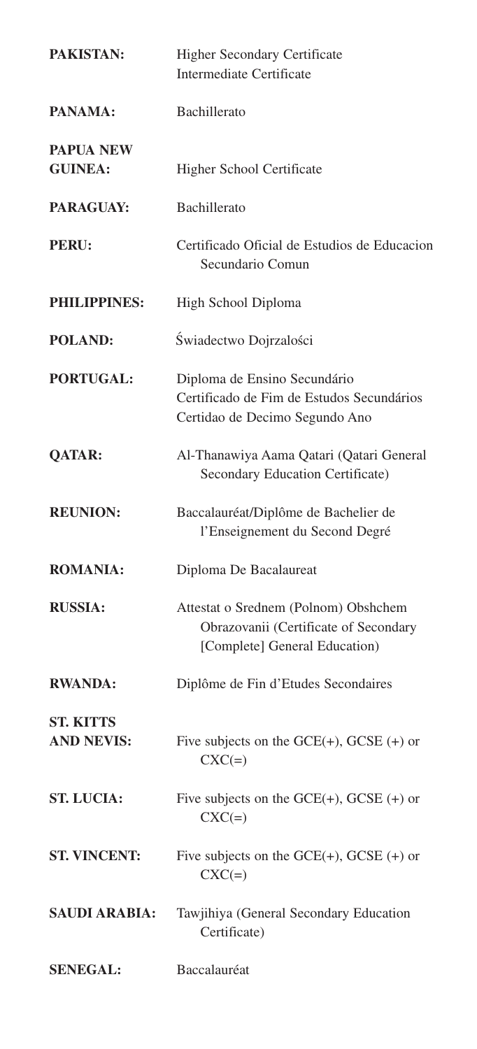**PAKISTAN:** Higher Secondary Certificate
Intermediate Certificate

**PANAMA:** Bachillerato

**PAPUA NEW GUINEA:** Higher School Certificate

**PARAGUAY:** Bachillerato

**PERU:** Certificado Oficial de Estudios de Educacion Secundario Comun

**PHILIPPINES:** High School Diploma

**POLAND:** Świadectwo Dojrzalości

**PORTUGAL:** Diploma de Ensino Secundário
Certificado de Fim de Estudos Secundários
Certidao de Decimo Segundo Ano

**QATAR:** Al-Thanawiya Aama Qatari (Qatari General Secondary Education Certificate)

**REUNION:** Baccalauréat/Diplôme de Bachelier de l'Enseignement du Second Degré

**ROMANIA:** Diploma De Bacalaureat

**RUSSIA:** Attestat o Srednem (Polnom) Obshchem Obrazovanii (Certificate of Secondary [Complete] General Education)

**RWANDA:** Diplôme de Fin d'Etudes Secondaires

**ST. KITTS AND NEVIS:** Five subjects on the GCE(+), GCSE (+) or CXC(=)

**ST. LUCIA:** Five subjects on the GCE(+), GCSE (+) or CXC(=)

**ST. VINCENT:** Five subjects on the GCE(+), GCSE (+) or CXC(=)

**SAUDI ARABIA:** Tawjihiya (General Secondary Education Certificate)

**SENEGAL:** Baccalauréat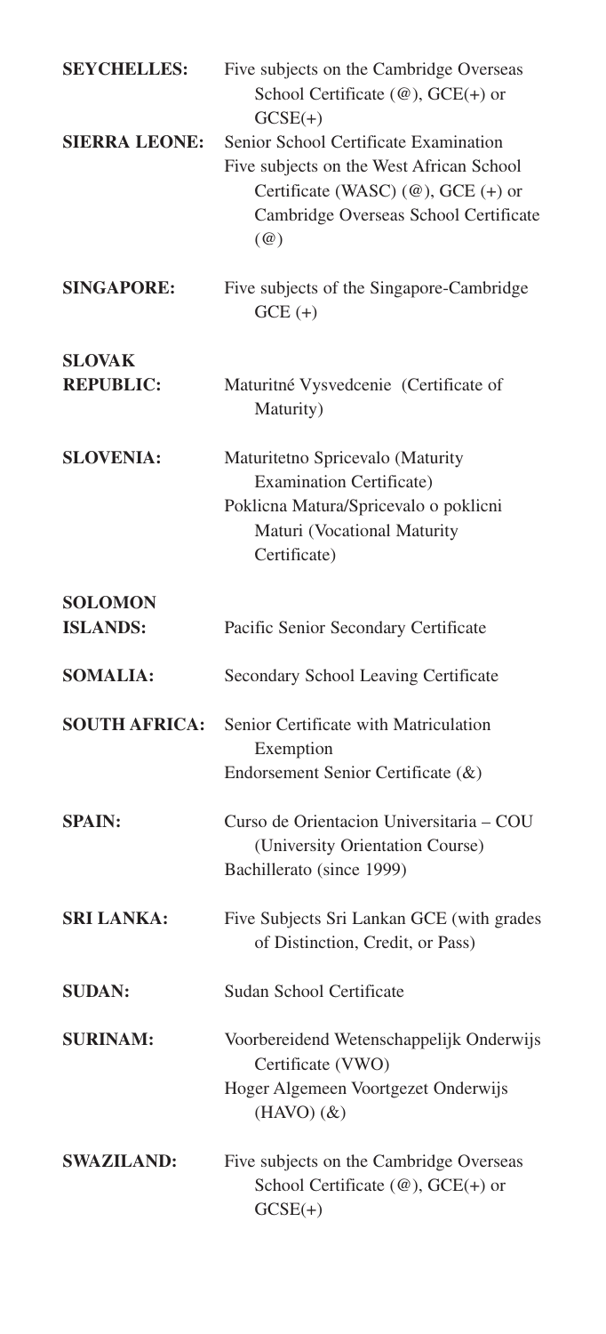| | |
|---|---|
| **SEYCHELLES:** | Five subjects on the Cambridge Overseas School Certificate (@), GCE(+) or GCSE(+) |
| **SIERRA LEONE:** | Senior School Certificate Examination<br>Five subjects on the West African School Certificate (WASC) (@), GCE (+) or Cambridge Overseas School Certificate (@) |
| **SINGAPORE:** | Five subjects of the Singapore-Cambridge GCE (+) |
| **SLOVAK REPUBLIC:** | Maturitné Vysvedcenie (Certificate of Maturity) |
| **SLOVENIA:** | Maturitetno Spricevalo (Maturity Examination Certificate)<br>Poklicna Matura/Spricevalo o poklicni Maturi (Vocational Maturity Certificate) |
| **SOLOMON ISLANDS:** | Pacific Senior Secondary Certificate |
| **SOMALIA:** | Secondary School Leaving Certificate |
| **SOUTH AFRICA:** | Senior Certificate with Matriculation Exemption<br>Endorsement Senior Certificate (&) |
| **SPAIN:** | Curso de Orientacion Universitaria – COU (University Orientation Course)<br>Bachillerato (since 1999) |
| **SRI LANKA:** | Five Subjects Sri Lankan GCE (with grades of Distinction, Credit, or Pass) |
| **SUDAN:** | Sudan School Certificate |
| **SURINAM:** | Voorbereidend Wetenschappelijk Onderwijs Certificate (VWO)<br>Hoger Algemeen Voortgezet Onderwijs (HAVO) (&) |
| **SWAZILAND:** | Five subjects on the Cambridge Overseas School Certificate (@), GCE(+) or GCSE(+) |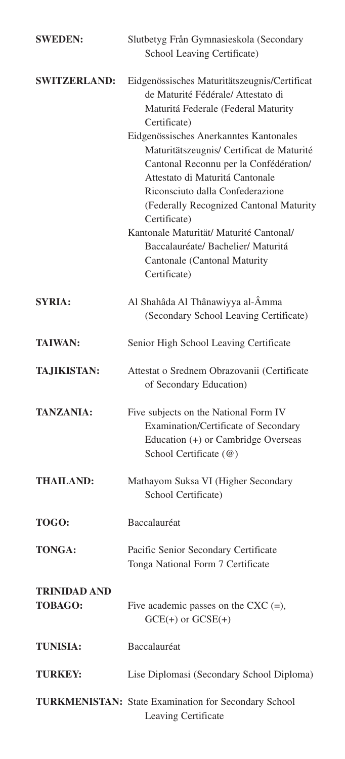| Country | Qualification |
|---|---|
| **SWEDEN:** | Slutbetyg Från Gymnasieskola (Secondary School Leaving Certificate) |
| **SWITZERLAND:** | Eidgenössisches Maturitätszeugnis/Certificat de Maturité Fédérale/ Attestato di Maturitá Federale (Federal Maturity Certificate)<br>Eidgenössisches Anerkanntes Kantonales Maturitätszeugnis/ Certificat de Maturité Cantonal Reconnu per la Confédération/ Attestato di Maturitá Cantonale Riconsciuto dalla Confederazione (Federally Recognized Cantonal Maturity Certificate)<br>Kantonale Maturität/ Maturité Cantonal/ Baccalauréate/ Bachelier/ Maturitá Cantonale (Cantonal Maturity Certificate) |
| **SYRIA:** | Al Shahâda Al Thânawiyya al-Âmma (Secondary School Leaving Certificate) |
| **TAIWAN:** | Senior High School Leaving Certificate |
| **TAJIKISTAN:** | Attestat o Srednem Obrazovanii (Certificate of Secondary Education) |
| **TANZANIA:** | Five subjects on the National Form IV Examination/Certificate of Secondary Education (+) or Cambridge Overseas School Certificate (@) |
| **THAILAND:** | Mathayom Suksa VI (Higher Secondary School Certificate) |
| **TOGO:** | Baccalauréat |
| **TONGA:** | Pacific Senior Secondary Certificate<br>Tonga National Form 7 Certificate |
| **TRINIDAD AND TOBAGO:** | Five academic passes on the CXC (=), GCE(+) or GCSE(+) |
| **TUNISIA:** | Baccalauréat |
| **TURKEY:** | Lise Diplomasi (Secondary School Diploma) |
| **TURKMENISTAN:** | State Examination for Secondary School Leaving Certificate |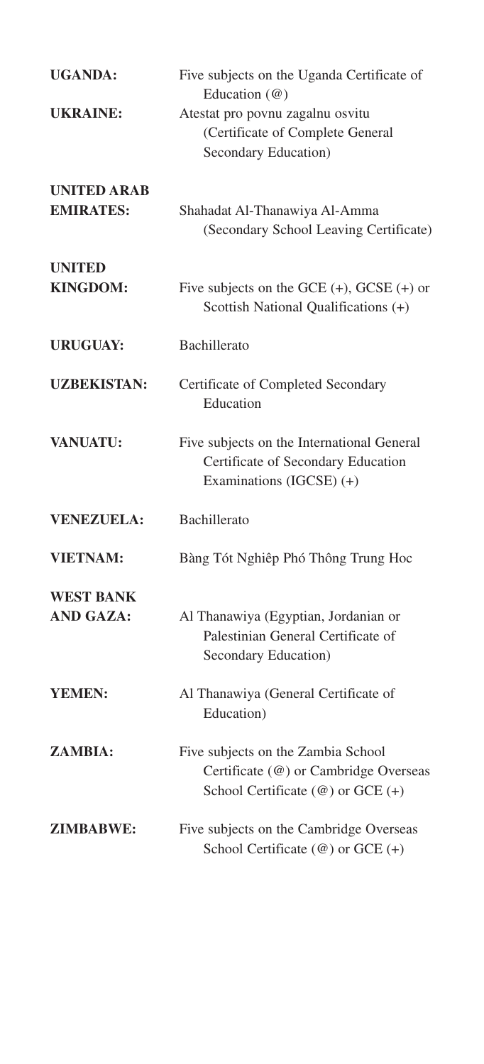**UGANDA:** Five subjects on the Uganda Certificate of Education (@)

**UKRAINE:** Atestat pro povnu zagalnu osvitu (Certificate of Complete General Secondary Education)

**UNITED ARAB EMIRATES:** Shahadat Al-Thanawiya Al-Amma (Secondary School Leaving Certificate)

**UNITED KINGDOM:** Five subjects on the GCE (+), GCSE (+) or Scottish National Qualifications (+)

**URUGUAY:** Bachillerato

**UZBEKISTAN:** Certificate of Completed Secondary Education

**VANUATU:** Five subjects on the International General Certificate of Secondary Education Examinations (IGCSE) (+)

**VENEZUELA:** Bachillerato

**VIETNAM:** Bàng Tót Nghiêp Phó Thông Trung Hoc

**WEST BANK AND GAZA:** Al Thanawiya (Egyptian, Jordanian or Palestinian General Certificate of Secondary Education)

**YEMEN:** Al Thanawiya (General Certificate of Education)

**ZAMBIA:** Five subjects on the Zambia School Certificate (@) or Cambridge Overseas School Certificate (@) or GCE (+)

**ZIMBABWE:** Five subjects on the Cambridge Overseas School Certificate (@) or GCE (+)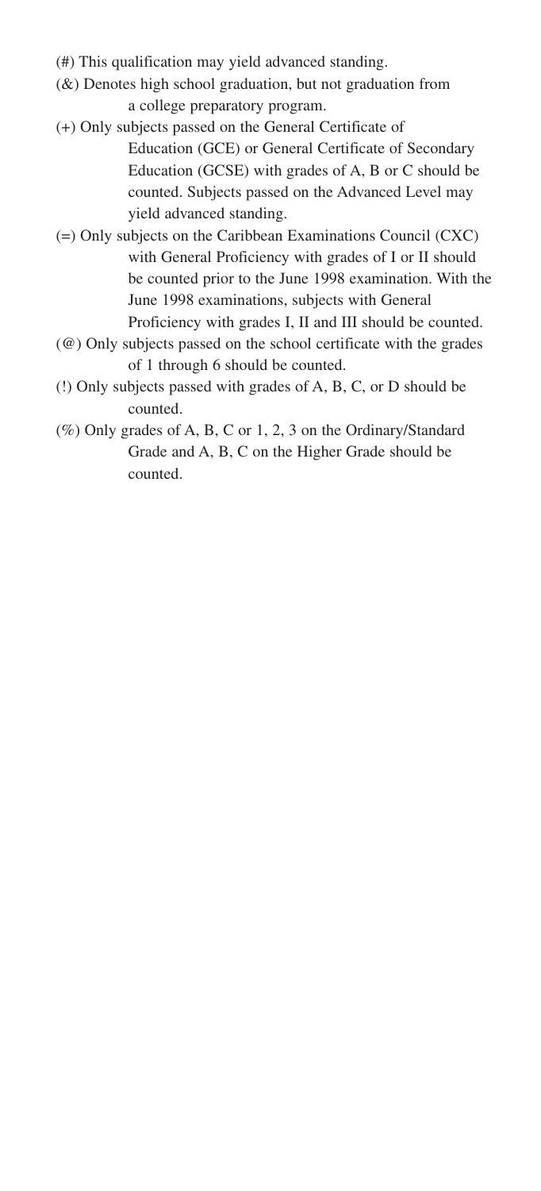(#) This qualification may yield advanced standing.

(&) Denotes high school graduation, but not graduation from a college preparatory program.

(+) Only subjects passed on the General Certificate of Education (GCE) or General Certificate of Secondary Education (GCSE) with grades of A, B or C should be counted. Subjects passed on the Advanced Level may yield advanced standing.

(=) Only subjects on the Caribbean Examinations Council (CXC) with General Proficiency with grades of I or II should be counted prior to the June 1998 examination. With the June 1998 examinations, subjects with General Proficiency with grades I, II and III should be counted.

(@) Only subjects passed on the school certificate with the grades of 1 through 6 should be counted.

(!) Only subjects passed with grades of A, B, C, or D should be counted.

(%) Only grades of A, B, C or 1, 2, 3 on the Ordinary/Standard Grade and A, B, C on the Higher Grade should be counted.